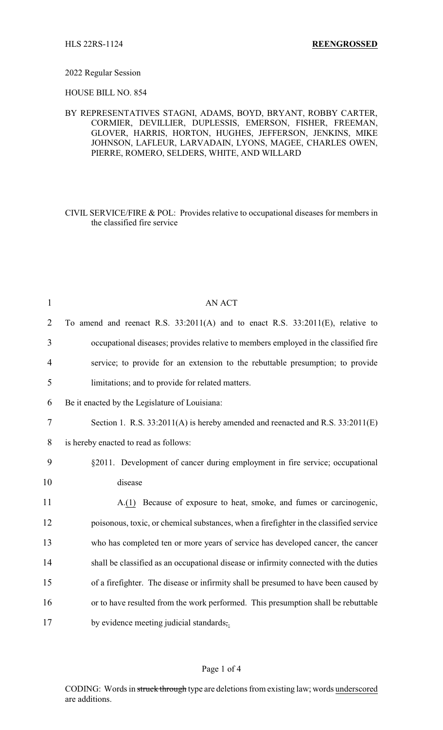HLS 22RS-1124 **REENGROSSED**

2022 Regular Session

HOUSE BILL NO. 854

BY REPRESENTATIVES STAGNI, ADAMS, BOYD, BRYANT, ROBBY CARTER, CORMIER, DEVILLIER, DUPLESSIS, EMERSON, FISHER, FREEMAN, GLOVER, HARRIS, HORTON, HUGHES, JEFFERSON, JENKINS, MIKE JOHNSON, LAFLEUR, LARVADAIN, LYONS, MAGEE, CHARLES OWEN, PIERRE, ROMERO, SELDERS, WHITE, AND WILLARD

CIVIL SERVICE/FIRE & POL: Provides relative to occupational diseases for members in the classified fire service

AN ACT

To amend and reenact R.S. 33:2011(A) and to enact R.S. 33:2011(E), relative to occupational diseases; provides relative to members employed in the classified fire service; to provide for an extension to the rebuttable presumption; to provide limitations; and to provide for related matters.

Be it enacted by the Legislature of Louisiana:

Section 1. R.S. 33:2011(A) is hereby amended and reenacted and R.S. 33:2011(E) is hereby enacted to read as follows:

§2011. Development of cancer during employment in fire service; occupational disease

A.(1) Because of exposure to heat, smoke, and fumes or carcinogenic, poisonous, toxic, or chemical substances, when a firefighter in the classified service who has completed ten or more years of service has developed cancer, the cancer shall be classified as an occupational disease or infirmity connected with the duties of a firefighter. The disease or infirmity shall be presumed to have been caused by or to have resulted from the work performed. This presumption shall be rebuttable by evidence meeting judicial standards~~,~~.

CODING: Words in ~~struck through~~ type are deletions from existing law; words underscored are additions.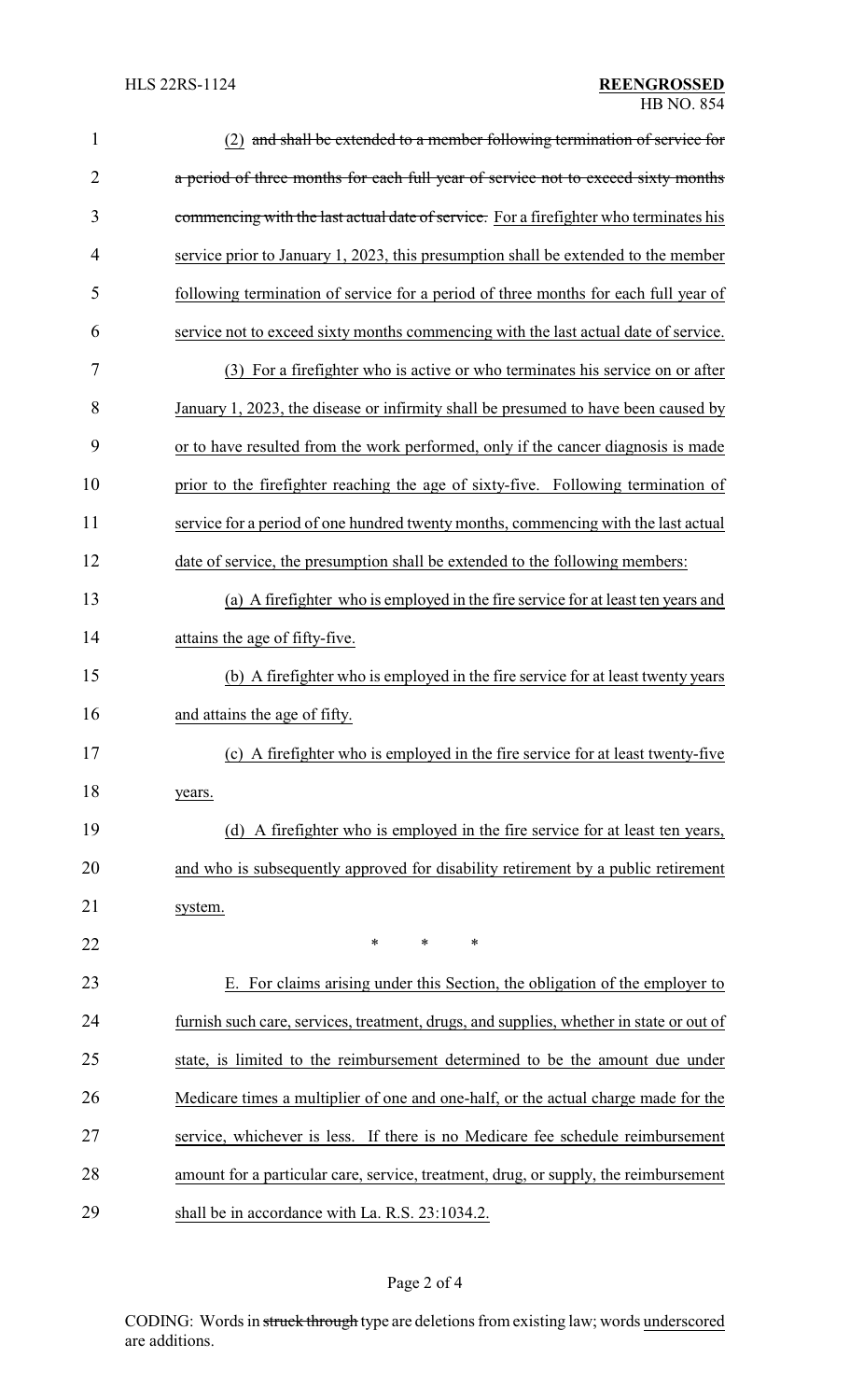(2) ~~and shall be extended to a member following termination of service for a period of three months for each full year of service not to exceed sixty months commencing with the last actual date of service.~~ For a firefighter who terminates his service prior to January 1, 2023, this presumption shall be extended to the member following termination of service for a period of three months for each full year of service not to exceed sixty months commencing with the last actual date of service.

(3) For a firefighter who is active or who terminates his service on or after January 1, 2023, the disease or infirmity shall be presumed to have been caused by or to have resulted from the work performed, only if the cancer diagnosis is made prior to the firefighter reaching the age of sixty-five. Following termination of service for a period of one hundred twenty months, commencing with the last actual date of service, the presumption shall be extended to the following members:

(a) A firefighter who is employed in the fire service for at least ten years and attains the age of fifty-five.

(b) A firefighter who is employed in the fire service for at least twenty years and attains the age of fifty.

(c) A firefighter who is employed in the fire service for at least twenty-five years.

(d) A firefighter who is employed in the fire service for at least ten years, and who is subsequently approved for disability retirement by a public retirement system.

\* \* \*

E. For claims arising under this Section, the obligation of the employer to furnish such care, services, treatment, drugs, and supplies, whether in state or out of state, is limited to the reimbursement determined to be the amount due under Medicare times a multiplier of one and one-half, or the actual charge made for the service, whichever is less. If there is no Medicare fee schedule reimbursement amount for a particular care, service, treatment, drug, or supply, the reimbursement shall be in accordance with La. R.S. 23:1034.2.

CODING: Words in ~~struck through~~ type are deletions from existing law; words underscored are additions.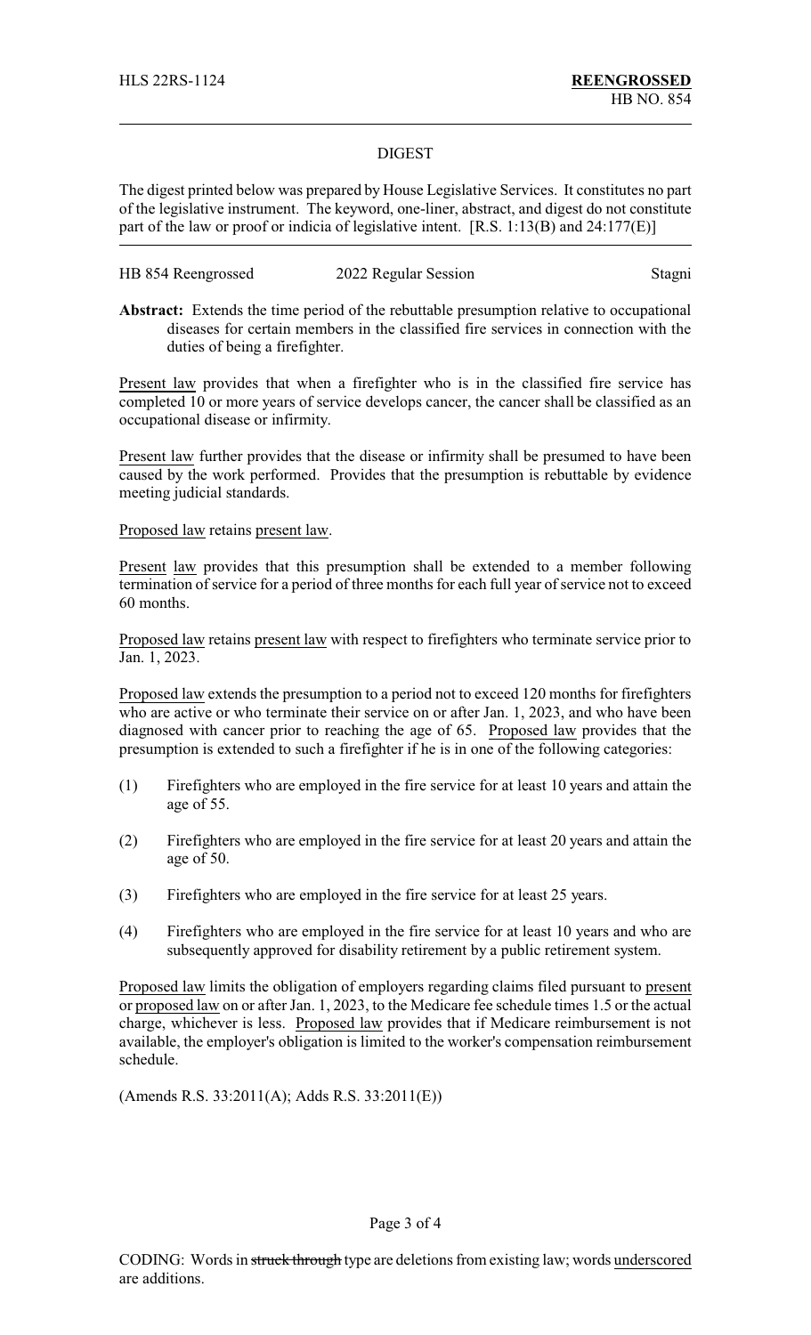HLS 22RS-1124 **REENGROSSED**
HB NO. 854

## DIGEST

The digest printed below was prepared by House Legislative Services. It constitutes no part of the legislative instrument. The keyword, one-liner, abstract, and digest do not constitute part of the law or proof or indicia of legislative intent. [R.S. 1:13(B) and 24:177(E)]

HB 854 Reengrossed 2022 Regular Session Stagni

**Abstract:** Extends the time period of the rebuttable presumption relative to occupational diseases for certain members in the classified fire services in connection with the duties of being a firefighter.

Present law provides that when a firefighter who is in the classified fire service has completed 10 or more years of service develops cancer, the cancer shall be classified as an occupational disease or infirmity.

Present law further provides that the disease or infirmity shall be presumed to have been caused by the work performed. Provides that the presumption is rebuttable by evidence meeting judicial standards.

Proposed law retains present law.

Present law provides that this presumption shall be extended to a member following termination of service for a period of three months for each full year of service not to exceed 60 months.

Proposed law retains present law with respect to firefighters who terminate service prior to Jan. 1, 2023.

Proposed law extends the presumption to a period not to exceed 120 months for firefighters who are active or who terminate their service on or after Jan. 1, 2023, and who have been diagnosed with cancer prior to reaching the age of 65. Proposed law provides that the presumption is extended to such a firefighter if he is in one of the following categories:

(1) Firefighters who are employed in the fire service for at least 10 years and attain the age of 55.

(2) Firefighters who are employed in the fire service for at least 20 years and attain the age of 50.

(3) Firefighters who are employed in the fire service for at least 25 years.

(4) Firefighters who are employed in the fire service for at least 10 years and who are subsequently approved for disability retirement by a public retirement system.

Proposed law limits the obligation of employers regarding claims filed pursuant to present or proposed law on or after Jan. 1, 2023, to the Medicare fee schedule times 1.5 or the actual charge, whichever is less. Proposed law provides that if Medicare reimbursement is not available, the employer's obligation is limited to the worker's compensation reimbursement schedule.

(Amends R.S. 33:2011(A); Adds R.S. 33:2011(E))

CODING: Words in ~~struck through~~ type are deletions from existing law; words underscored are additions.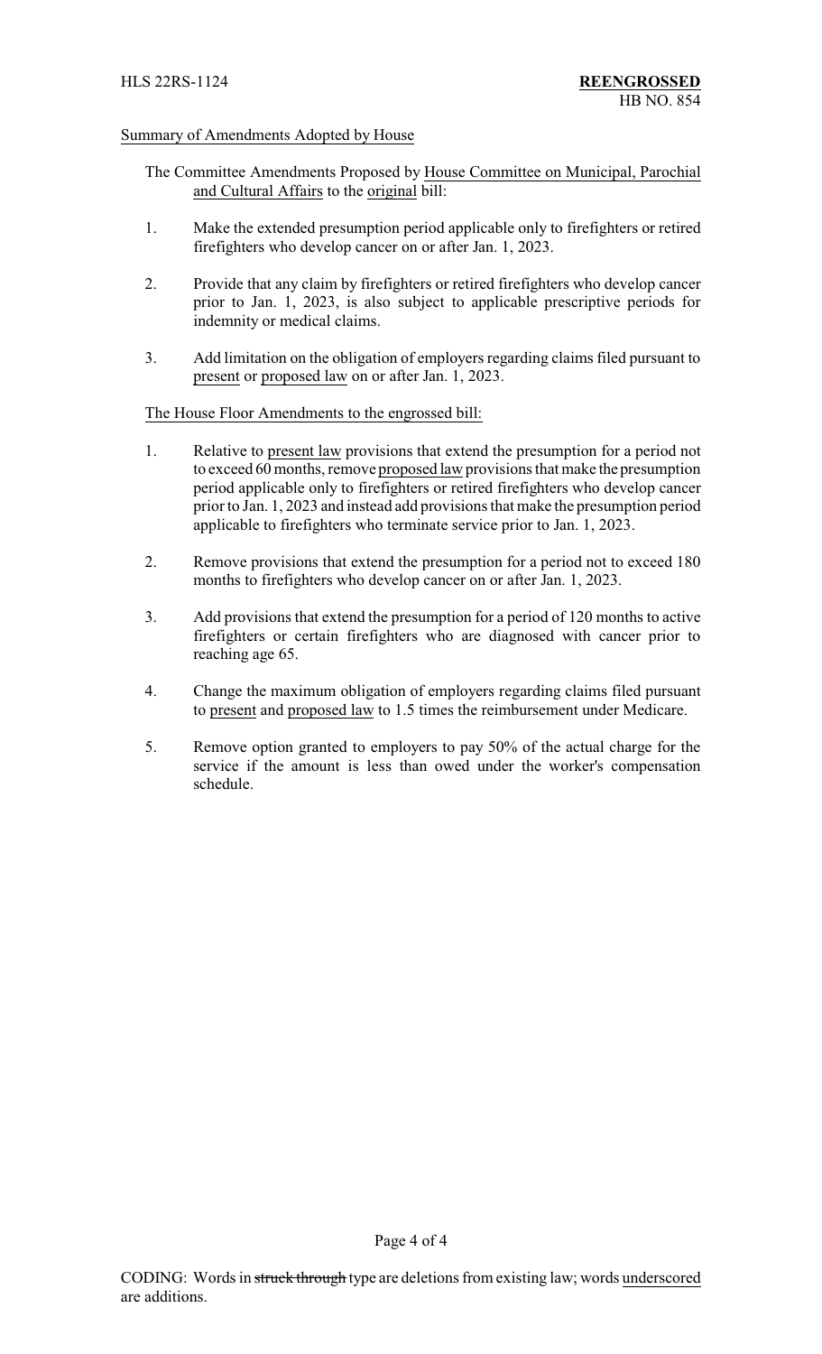Summary of Amendments Adopted by House

The Committee Amendments Proposed by House Committee on Municipal, Parochial and Cultural Affairs to the original bill:

1. Make the extended presumption period applicable only to firefighters or retired firefighters who develop cancer on or after Jan. 1, 2023.

2. Provide that any claim by firefighters or retired firefighters who develop cancer prior to Jan. 1, 2023, is also subject to applicable prescriptive periods for indemnity or medical claims.

3. Add limitation on the obligation of employers regarding claims filed pursuant to present or proposed law on or after Jan. 1, 2023.

The House Floor Amendments to the engrossed bill:

1. Relative to present law provisions that extend the presumption for a period not to exceed 60 months, remove proposed law provisions that make the presumption period applicable only to firefighters or retired firefighters who develop cancer prior to Jan. 1, 2023 and instead add provisions that make the presumption period applicable to firefighters who terminate service prior to Jan. 1, 2023.

2. Remove provisions that extend the presumption for a period not to exceed 180 months to firefighters who develop cancer on or after Jan. 1, 2023.

3. Add provisions that extend the presumption for a period of 120 months to active firefighters or certain firefighters who are diagnosed with cancer prior to reaching age 65.

4. Change the maximum obligation of employers regarding claims filed pursuant to present and proposed law to 1.5 times the reimbursement under Medicare.

5. Remove option granted to employers to pay 50% of the actual charge for the service if the amount is less than owed under the worker's compensation schedule.

CODING: Words in ~~struck through~~ type are deletions from existing law; words underscored are additions.